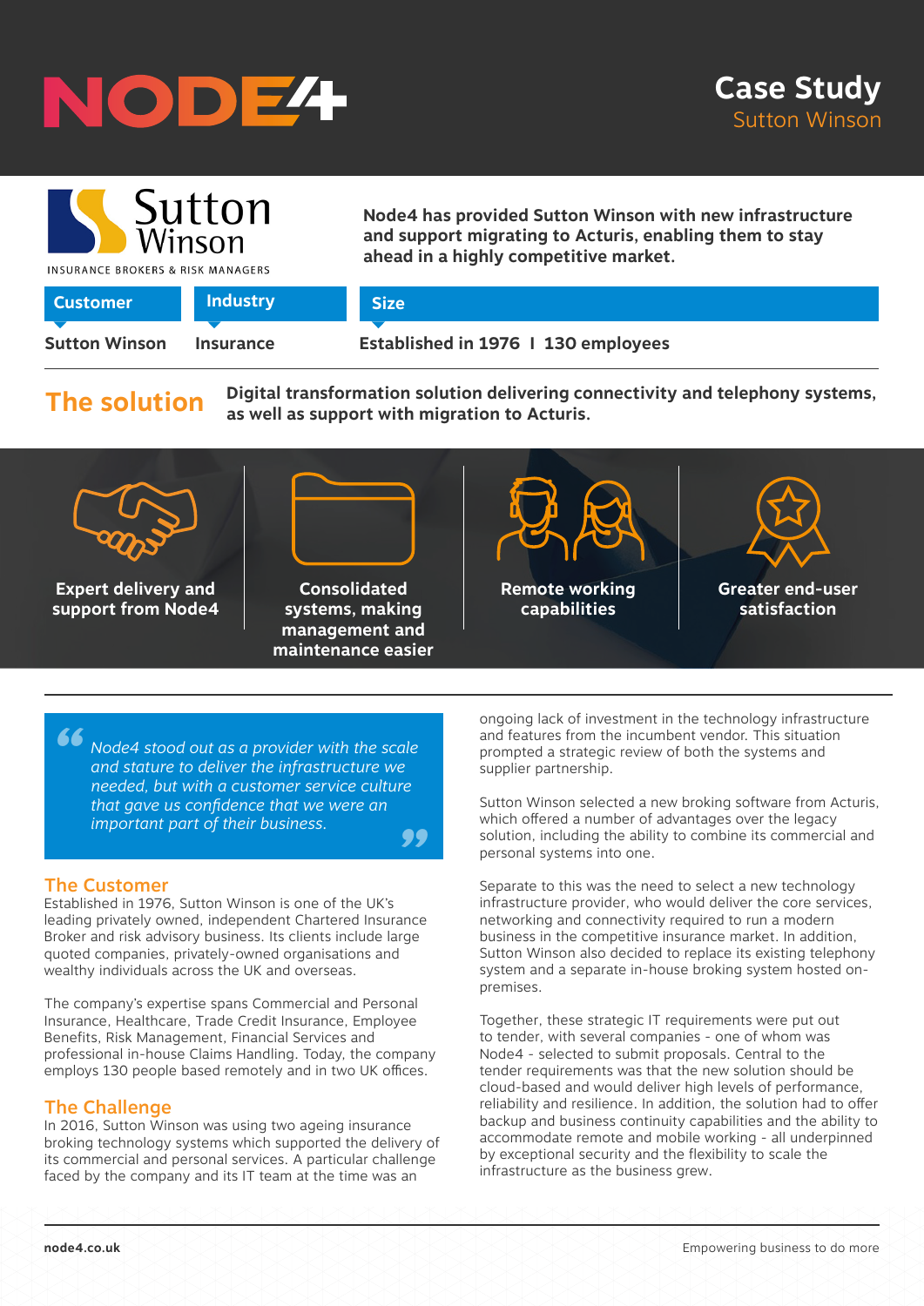# Case Study
## Sutton Winson

Sutton Winson
INSURANCE BROKERS & RISK MANAGERS

**Node4 has provided Sutton Winson with new infrastructure and support migrating to Acturis, enabling them to stay ahead in a highly competitive market.**

| Customer | Industry | Size |
|---|---|---|
| Sutton Winson | Insurance | Established in 1976 I 130 employees |

## The solution

**Digital transformation solution delivering connectivity and telephony systems, as well as support with migration to Acturis.**

- **Expert delivery and support from Node4**
- **Consolidated systems, making management and maintenance easier**
- **Remote working capabilities**
- **Greater end-user satisfaction**

> *Node4 stood out as a provider with the scale and stature to deliver the infrastructure we needed, but with a customer service culture that gave us confidence that we were an important part of their business.*

### The Customer

Established in 1976, Sutton Winson is one of the UK's leading privately owned, independent Chartered Insurance Broker and risk advisory business. Its clients include large quoted companies, privately-owned organisations and wealthy individuals across the UK and overseas.

The company's expertise spans Commercial and Personal Insurance, Healthcare, Trade Credit Insurance, Employee Benefits, Risk Management, Financial Services and professional in-house Claims Handling. Today, the company employs 130 people based remotely and in two UK offices.

### The Challenge

In 2016, Sutton Winson was using two ageing insurance broking technology systems which supported the delivery of its commercial and personal services. A particular challenge faced by the company and its IT team at the time was an ongoing lack of investment in the technology infrastructure and features from the incumbent vendor. This situation prompted a strategic review of both the systems and supplier partnership.

Sutton Winson selected a new broking software from Acturis, which offered a number of advantages over the legacy solution, including the ability to combine its commercial and personal systems into one.

Separate to this was the need to select a new technology infrastructure provider, who would deliver the core services, networking and connectivity required to run a modern business in the competitive insurance market. In addition, Sutton Winson also decided to replace its existing telephony system and a separate in-house broking system hosted on-premises.

Together, these strategic IT requirements were put out to tender, with several companies - one of whom was Node4 - selected to submit proposals. Central to the tender requirements was that the new solution should be cloud-based and would deliver high levels of performance, reliability and resilience. In addition, the solution had to offer backup and business continuity capabilities and the ability to accommodate remote and mobile working - all underpinned by exceptional security and the flexibility to scale the infrastructure as the business grew.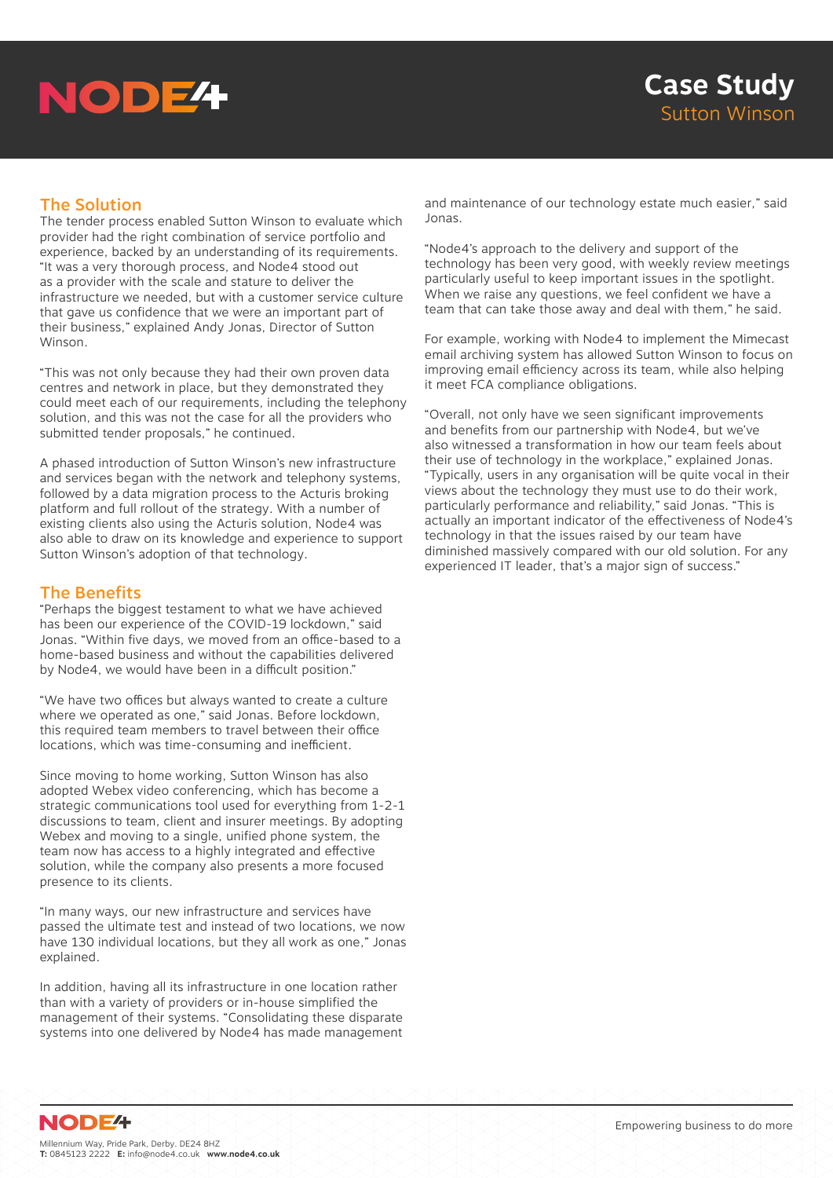## The Solution

The tender process enabled Sutton Winson to evaluate which provider had the right combination of service portfolio and experience, backed by an understanding of its requirements. "It was a very thorough process, and Node4 stood out as a provider with the scale and stature to deliver the infrastructure we needed, but with a customer service culture that gave us confidence that we were an important part of their business," explained Andy Jonas, Director of Sutton Winson.

"This was not only because they had their own proven data centres and network in place, but they demonstrated they could meet each of our requirements, including the telephony solution, and this was not the case for all the providers who submitted tender proposals," he continued.

A phased introduction of Sutton Winson's new infrastructure and services began with the network and telephony systems, followed by a data migration process to the Acturis broking platform and full rollout of the strategy. With a number of existing clients also using the Acturis solution, Node4 was also able to draw on its knowledge and experience to support Sutton Winson's adoption of that technology.

## The Benefits

"Perhaps the biggest testament to what we have achieved has been our experience of the COVID-19 lockdown," said Jonas. "Within five days, we moved from an office-based to a home-based business and without the capabilities delivered by Node4, we would have been in a difficult position."

"We have two offices but always wanted to create a culture where we operated as one," said Jonas. Before lockdown, this required team members to travel between their office locations, which was time-consuming and inefficient.

Since moving to home working, Sutton Winson has also adopted Webex video conferencing, which has become a strategic communications tool used for everything from 1-2-1 discussions to team, client and insurer meetings. By adopting Webex and moving to a single, unified phone system, the team now has access to a highly integrated and effective solution, while the company also presents a more focused presence to its clients.

"In many ways, our new infrastructure and services have passed the ultimate test and instead of two locations, we now have 130 individual locations, but they all work as one," Jonas explained.

In addition, having all its infrastructure in one location rather than with a variety of providers or in-house simplified the management of their systems. "Consolidating these disparate systems into one delivered by Node4 has made management and maintenance of our technology estate much easier," said Jonas.

"Node4's approach to the delivery and support of the technology has been very good, with weekly review meetings particularly useful to keep important issues in the spotlight. When we raise any questions, we feel confident we have a team that can take those away and deal with them," he said.

For example, working with Node4 to implement the Mimecast email archiving system has allowed Sutton Winson to focus on improving email efficiency across its team, while also helping it meet FCA compliance obligations.

"Overall, not only have we seen significant improvements and benefits from our partnership with Node4, but we've also witnessed a transformation in how our team feels about their use of technology in the workplace," explained Jonas. "Typically, users in any organisation will be quite vocal in their views about the technology they must use to do their work, particularly performance and reliability," said Jonas. "This is actually an important indicator of the effectiveness of Node4's technology in that the issues raised by our team have diminished massively compared with our old solution. For any experienced IT leader, that's a major sign of success."